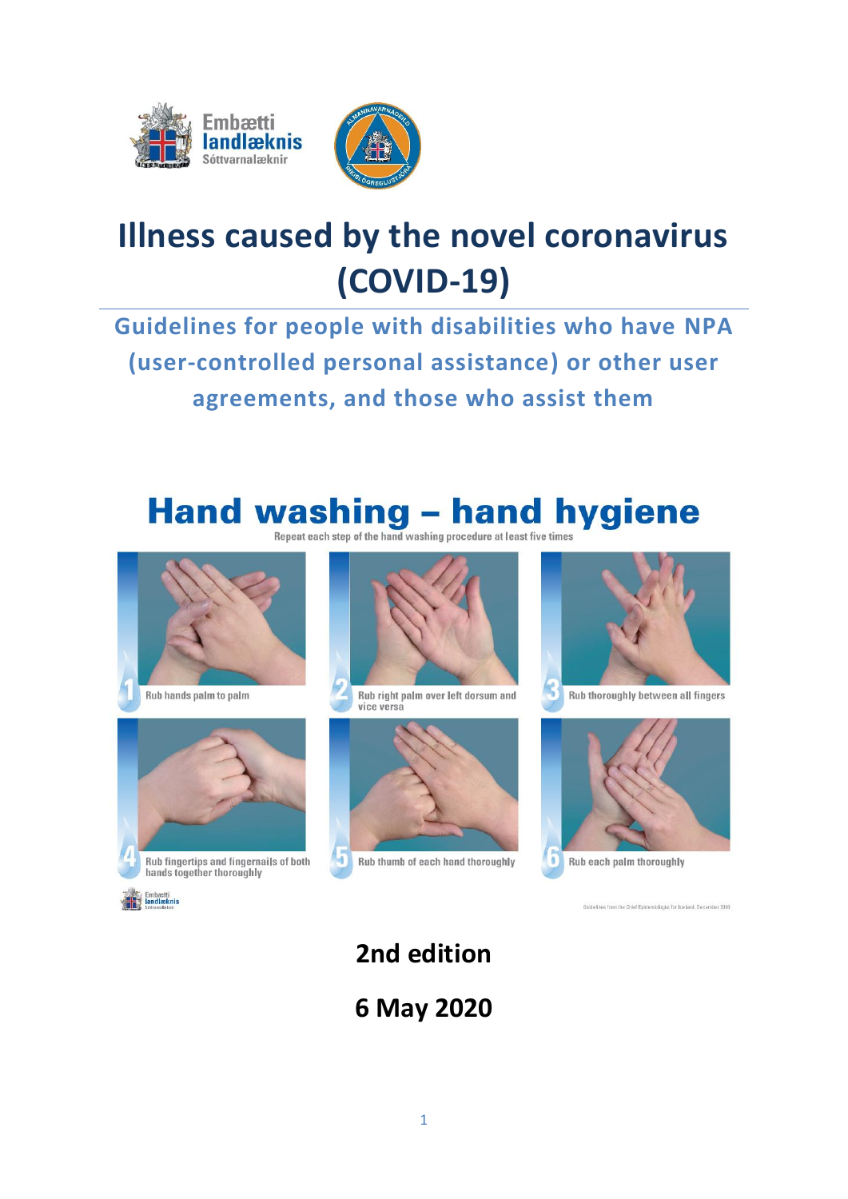Embætti landlæknis
Sóttvarnalæknir

# Illness caused by the novel coronavirus (COVID-19)

## Guidelines for people with disabilities who have NPA (user-controlled personal assistance) or other user agreements, and those who assist them

## Hand washing – hand hygiene

Repeat each step of the hand washing procedure at least five times

1. Rub hands palm to palm
2. Rub right palm over left dorsum and vice versa
3. Rub thoroughly between all fingers
4. Rub fingertips and fingernails of both hands together thoroughly
5. Rub thumb of each hand thoroughly
6. Rub each palm thoroughly

Guidelines from the Chief Epidemiologist for Iceland, December 2018

**2nd edition**

**6 May 2020**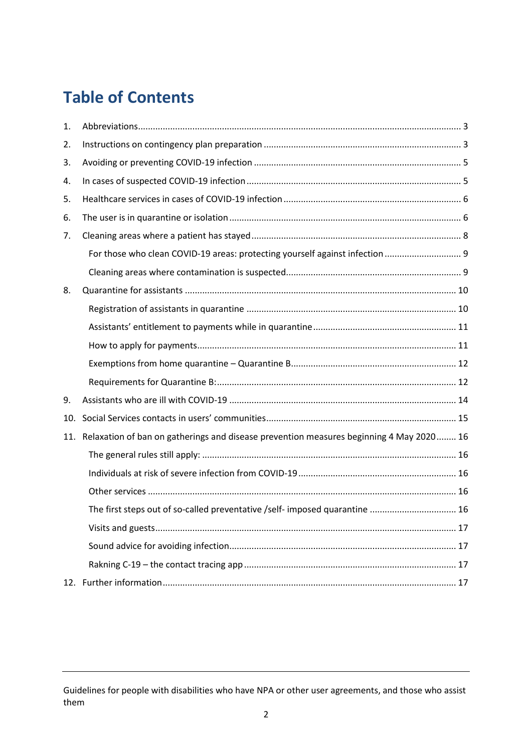# Table of Contents

1. Abbreviations ..... 3
2. Instructions on contingency plan preparation ..... 3
3. Avoiding or preventing COVID-19 infection ..... 5
4. In cases of suspected COVID-19 infection ..... 5
5. Healthcare services in cases of COVID-19 infection ..... 6
6. The user is in quarantine or isolation ..... 6
7. Cleaning areas where a patient has stayed ..... 8
   - For those who clean COVID-19 areas: protecting yourself against infection ..... 9
   - Cleaning areas where contamination is suspected ..... 9
8. Quarantine for assistants ..... 10
   - Registration of assistants in quarantine ..... 10
   - Assistants' entitlement to payments while in quarantine ..... 11
   - How to apply for payments ..... 11
   - Exemptions from home quarantine – Quarantine B ..... 12
   - Requirements for Quarantine B: ..... 12
9. Assistants who are ill with COVID-19 ..... 14
10. Social Services contacts in users' communities ..... 15
11. Relaxation of ban on gatherings and disease prevention measures beginning 4 May 2020 ..... 16
    - The general rules still apply: ..... 16
    - Individuals at risk of severe infection from COVID-19 ..... 16
    - Other services ..... 16
    - The first steps out of so-called preventative /self- imposed quarantine ..... 16
    - Visits and guests ..... 17
    - Sound advice for avoiding infection ..... 17
    - Rakning C-19 – the contact tracing app ..... 17
12. Further information ..... 17

Guidelines for people with disabilities who have NPA or other user agreements, and those who assist them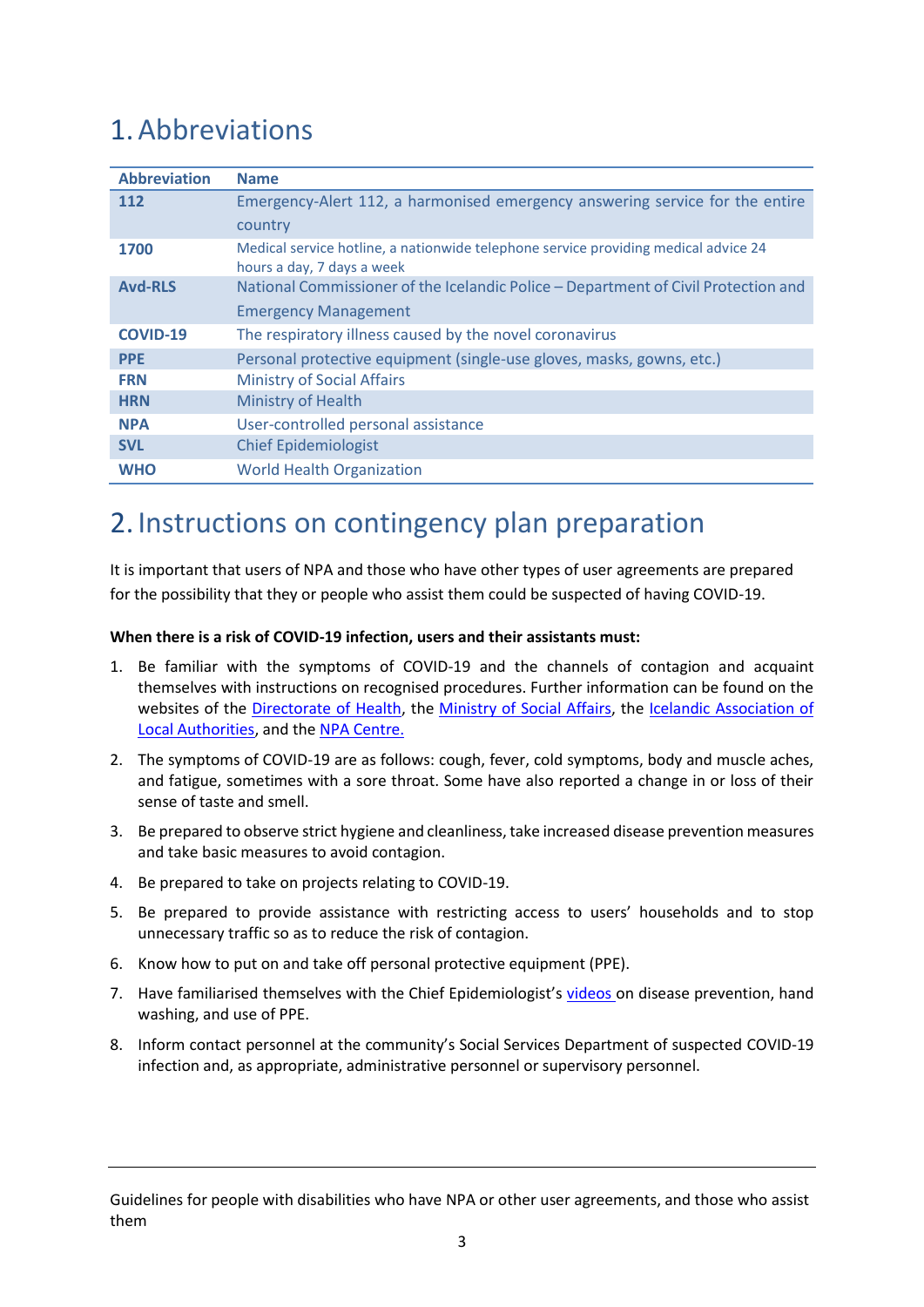# 1. Abbreviations

| Abbreviation | Name |
|---|---|
| **112** | Emergency-Alert 112, a harmonised emergency answering service for the entire country |
| **1700** | Medical service hotline, a nationwide telephone service providing medical advice 24 hours a day, 7 days a week |
| **Avd-RLS** | National Commissioner of the Icelandic Police – Department of Civil Protection and Emergency Management |
| **COVID-19** | The respiratory illness caused by the novel coronavirus |
| **PPE** | Personal protective equipment (single-use gloves, masks, gowns, etc.) |
| **FRN** | Ministry of Social Affairs |
| **HRN** | Ministry of Health |
| **NPA** | User-controlled personal assistance |
| **SVL** | Chief Epidemiologist |
| **WHO** | World Health Organization |

# 2. Instructions on contingency plan preparation

It is important that users of NPA and those who have other types of user agreements are prepared for the possibility that they or people who assist them could be suspected of having COVID-19.

**When there is a risk of COVID-19 infection, users and their assistants must:**

1. Be familiar with the symptoms of COVID-19 and the channels of contagion and acquaint themselves with instructions on recognised procedures. Further information can be found on the websites of the Directorate of Health, the Ministry of Social Affairs, the Icelandic Association of Local Authorities, and the NPA Centre.
2. The symptoms of COVID-19 are as follows: cough, fever, cold symptoms, body and muscle aches, and fatigue, sometimes with a sore throat. Some have also reported a change in or loss of their sense of taste and smell.
3. Be prepared to observe strict hygiene and cleanliness, take increased disease prevention measures and take basic measures to avoid contagion.
4. Be prepared to take on projects relating to COVID-19.
5. Be prepared to provide assistance with restricting access to users' households and to stop unnecessary traffic so as to reduce the risk of contagion.
6. Know how to put on and take off personal protective equipment (PPE).
7. Have familiarised themselves with the Chief Epidemiologist's videos on disease prevention, hand washing, and use of PPE.
8. Inform contact personnel at the community's Social Services Department of suspected COVID-19 infection and, as appropriate, administrative personnel or supervisory personnel.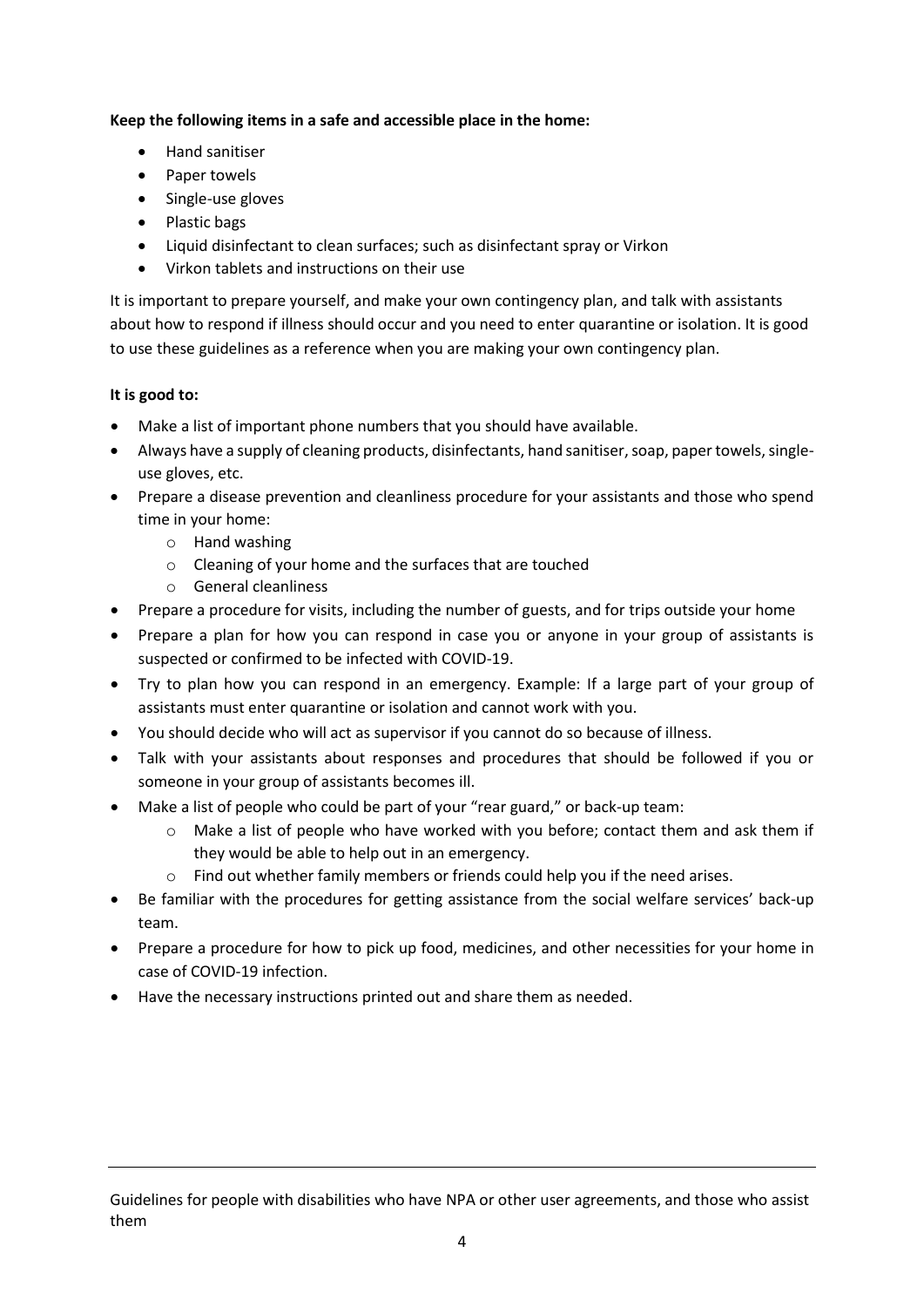**Keep the following items in a safe and accessible place in the home:**

- Hand sanitiser
- Paper towels
- Single-use gloves
- Plastic bags
- Liquid disinfectant to clean surfaces; such as disinfectant spray or Virkon
- Virkon tablets and instructions on their use

It is important to prepare yourself, and make your own contingency plan, and talk with assistants about how to respond if illness should occur and you need to enter quarantine or isolation. It is good to use these guidelines as a reference when you are making your own contingency plan.

**It is good to:**

- Make a list of important phone numbers that you should have available.
- Always have a supply of cleaning products, disinfectants, hand sanitiser, soap, paper towels, single-use gloves, etc.
- Prepare a disease prevention and cleanliness procedure for your assistants and those who spend time in your home:
  - Hand washing
  - Cleaning of your home and the surfaces that are touched
  - General cleanliness
- Prepare a procedure for visits, including the number of guests, and for trips outside your home
- Prepare a plan for how you can respond in case you or anyone in your group of assistants is suspected or confirmed to be infected with COVID-19.
- Try to plan how you can respond in an emergency. Example: If a large part of your group of assistants must enter quarantine or isolation and cannot work with you.
- You should decide who will act as supervisor if you cannot do so because of illness.
- Talk with your assistants about responses and procedures that should be followed if you or someone in your group of assistants becomes ill.
- Make a list of people who could be part of your "rear guard," or back-up team:
  - Make a list of people who have worked with you before; contact them and ask them if they would be able to help out in an emergency.
  - Find out whether family members or friends could help you if the need arises.
- Be familiar with the procedures for getting assistance from the social welfare services' back-up team.
- Prepare a procedure for how to pick up food, medicines, and other necessities for your home in case of COVID-19 infection.
- Have the necessary instructions printed out and share them as needed.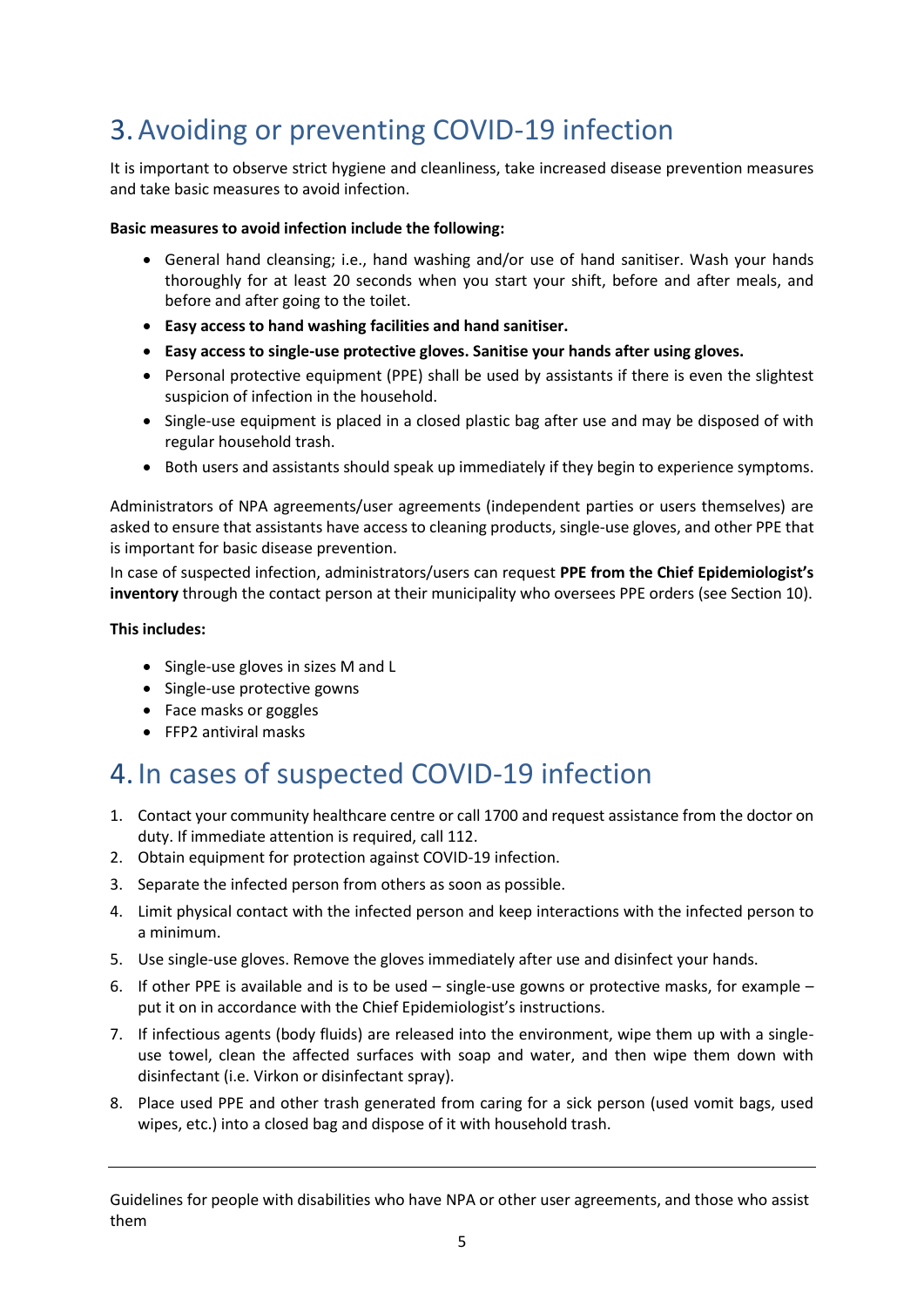# 3. Avoiding or preventing COVID-19 infection

It is important to observe strict hygiene and cleanliness, take increased disease prevention measures and take basic measures to avoid infection.

**Basic measures to avoid infection include the following:**

- General hand cleansing; i.e., hand washing and/or use of hand sanitiser. Wash your hands thoroughly for at least 20 seconds when you start your shift, before and after meals, and before and after going to the toilet.
- **Easy access to hand washing facilities and hand sanitiser.**
- **Easy access to single-use protective gloves. Sanitise your hands after using gloves.**
- Personal protective equipment (PPE) shall be used by assistants if there is even the slightest suspicion of infection in the household.
- Single-use equipment is placed in a closed plastic bag after use and may be disposed of with regular household trash.
- Both users and assistants should speak up immediately if they begin to experience symptoms.

Administrators of NPA agreements/user agreements (independent parties or users themselves) are asked to ensure that assistants have access to cleaning products, single-use gloves, and other PPE that is important for basic disease prevention.

In case of suspected infection, administrators/users can request **PPE from the Chief Epidemiologist's inventory** through the contact person at their municipality who oversees PPE orders (see Section 10).

**This includes:**

- Single-use gloves in sizes M and L
- Single-use protective gowns
- Face masks or goggles
- FFP2 antiviral masks

# 4. In cases of suspected COVID-19 infection

1. Contact your community healthcare centre or call 1700 and request assistance from the doctor on duty. If immediate attention is required, call 112.
2. Obtain equipment for protection against COVID-19 infection.
3. Separate the infected person from others as soon as possible.
4. Limit physical contact with the infected person and keep interactions with the infected person to a minimum.
5. Use single-use gloves. Remove the gloves immediately after use and disinfect your hands.
6. If other PPE is available and is to be used – single-use gowns or protective masks, for example – put it on in accordance with the Chief Epidemiologist's instructions.
7. If infectious agents (body fluids) are released into the environment, wipe them up with a single-use towel, clean the affected surfaces with soap and water, and then wipe them down with disinfectant (i.e. Virkon or disinfectant spray).
8. Place used PPE and other trash generated from caring for a sick person (used vomit bags, used wipes, etc.) into a closed bag and dispose of it with household trash.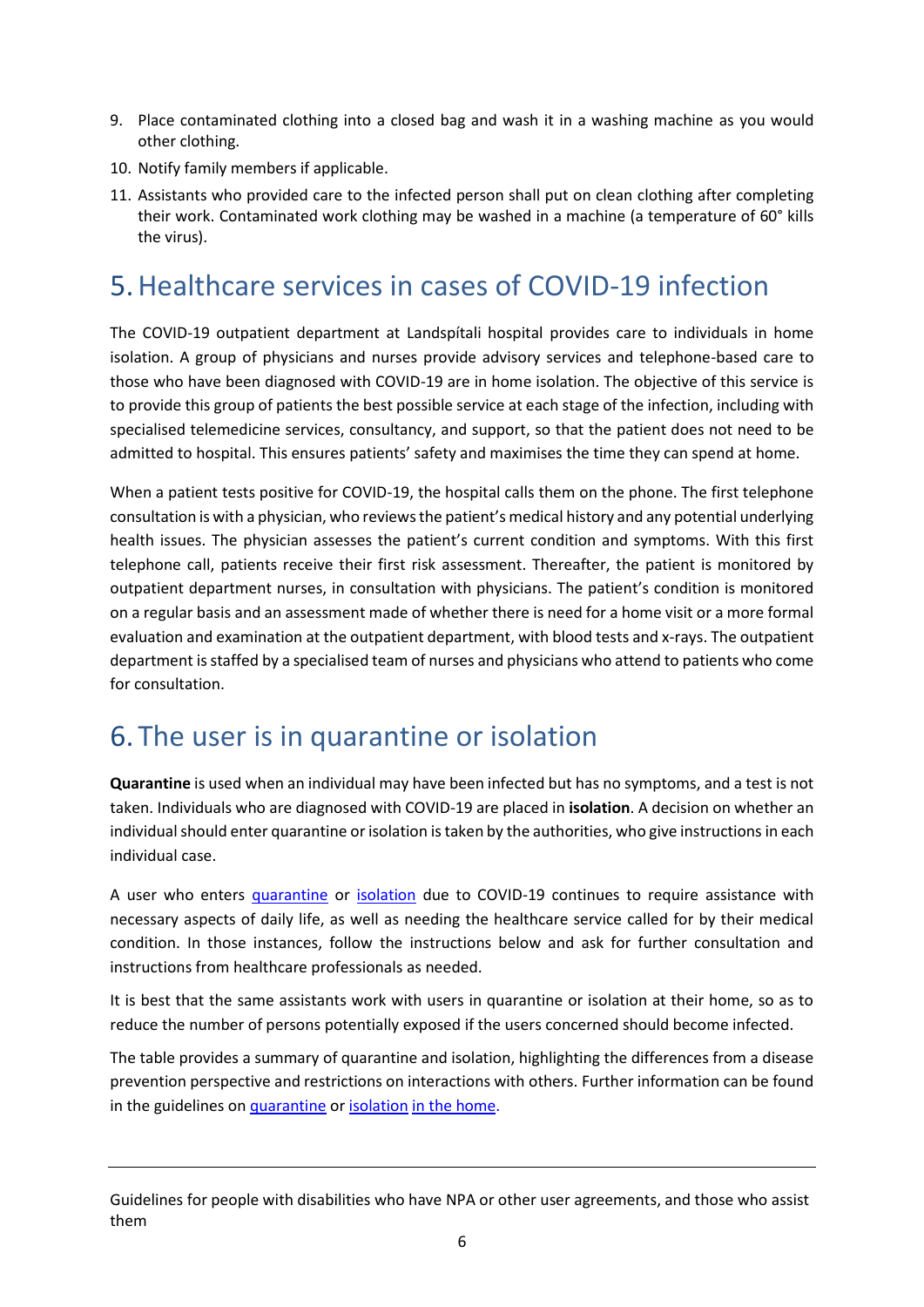9. Place contaminated clothing into a closed bag and wash it in a washing machine as you would other clothing.
10. Notify family members if applicable.
11. Assistants who provided care to the infected person shall put on clean clothing after completing their work. Contaminated work clothing may be washed in a machine (a temperature of 60° kills the virus).

# 5. Healthcare services in cases of COVID-19 infection

The COVID-19 outpatient department at Landspítali hospital provides care to individuals in home isolation. A group of physicians and nurses provide advisory services and telephone-based care to those who have been diagnosed with COVID-19 are in home isolation. The objective of this service is to provide this group of patients the best possible service at each stage of the infection, including with specialised telemedicine services, consultancy, and support, so that the patient does not need to be admitted to hospital. This ensures patients' safety and maximises the time they can spend at home.

When a patient tests positive for COVID-19, the hospital calls them on the phone. The first telephone consultation is with a physician, who reviews the patient's medical history and any potential underlying health issues. The physician assesses the patient's current condition and symptoms. With this first telephone call, patients receive their first risk assessment. Thereafter, the patient is monitored by outpatient department nurses, in consultation with physicians. The patient's condition is monitored on a regular basis and an assessment made of whether there is need for a home visit or a more formal evaluation and examination at the outpatient department, with blood tests and x-rays. The outpatient department is staffed by a specialised team of nurses and physicians who attend to patients who come for consultation.

# 6. The user is in quarantine or isolation

**Quarantine** is used when an individual may have been infected but has no symptoms, and a test is not taken. Individuals who are diagnosed with COVID-19 are placed in **isolation**. A decision on whether an individual should enter quarantine or isolation is taken by the authorities, who give instructions in each individual case.

A user who enters quarantine or isolation due to COVID-19 continues to require assistance with necessary aspects of daily life, as well as needing the healthcare service called for by their medical condition. In those instances, follow the instructions below and ask for further consultation and instructions from healthcare professionals as needed.

It is best that the same assistants work with users in quarantine or isolation at their home, so as to reduce the number of persons potentially exposed if the users concerned should become infected.

The table provides a summary of quarantine and isolation, highlighting the differences from a disease prevention perspective and restrictions on interactions with others. Further information can be found in the guidelines on quarantine or isolation in the home.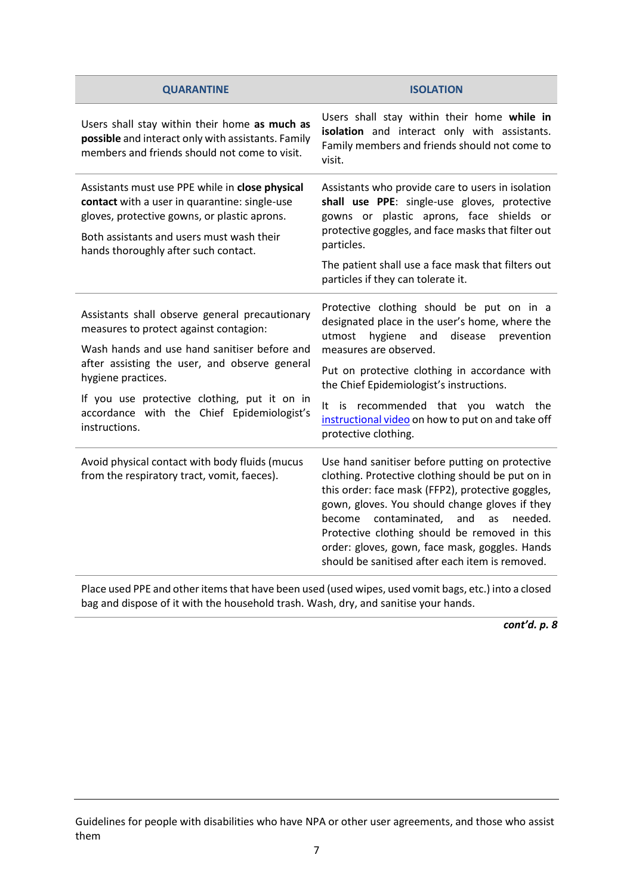| QUARANTINE | ISOLATION |
|---|---|
| Users shall stay within their home **as much as possible** and interact only with assistants. Family members and friends should not come to visit. | Users shall stay within their home **while in isolation** and interact only with assistants. Family members and friends should not come to visit. |
| Assistants must use PPE while in **close physical contact** with a user in quarantine: single-use gloves, protective gowns, or plastic aprons.<br><br>Both assistants and users must wash their hands thoroughly after such contact. | Assistants who provide care to users in isolation **shall use PPE**: single-use gloves, protective gowns or plastic aprons, face shields or protective goggles, and face masks that filter out particles.<br><br>The patient shall use a face mask that filters out particles if they can tolerate it. |
| Assistants shall observe general precautionary measures to protect against contagion:<br><br>Wash hands and use hand sanitiser before and after assisting the user, and observe general hygiene practices.<br><br>If you use protective clothing, put it on in accordance with the Chief Epidemiologist's instructions. | Protective clothing should be put on in a designated place in the user's home, where the utmost hygiene and disease prevention measures are observed.<br><br>Put on protective clothing in accordance with the Chief Epidemiologist's instructions.<br><br>It is recommended that you watch the instructional video on how to put on and take off protective clothing. |
| Avoid physical contact with body fluids (mucus from the respiratory tract, vomit, faeces). | Use hand sanitiser before putting on protective clothing. Protective clothing should be put on in this order: face mask (FFP2), protective goggles, gown, gloves. You should change gloves if they become contaminated, and as needed. Protective clothing should be removed in this order: gloves, gown, face mask, goggles. Hands should be sanitised after each item is removed. |
| Place used PPE and other items that have been used (used wipes, used vomit bags, etc.) into a closed bag and dispose of it with the household trash. Wash, dry, and sanitise your hands. | |

***cont'd. p. 8***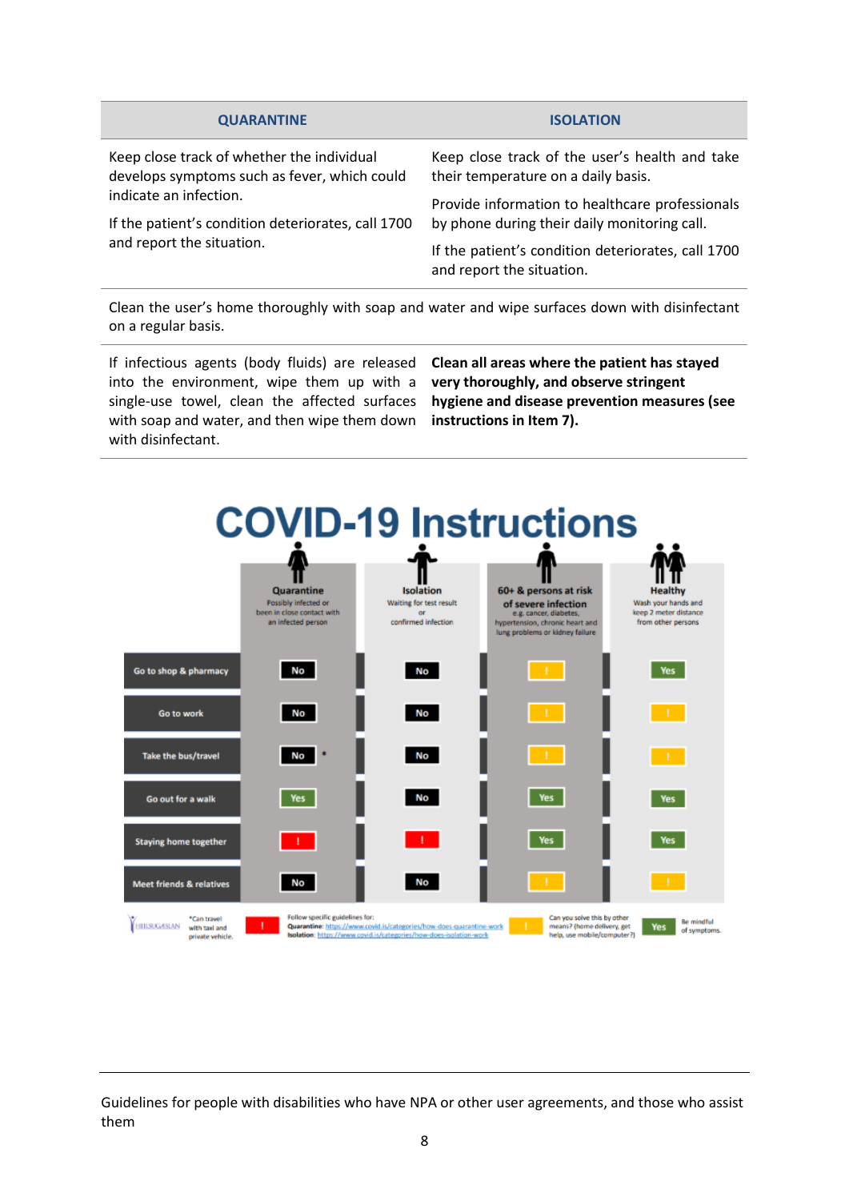| QUARANTINE | ISOLATION |
|---|---|
| Keep close track of whether the individual develops symptoms such as fever, which could indicate an infection. If the patient's condition deteriorates, call 1700 and report the situation. | Keep close track of the user's health and take their temperature on a daily basis. Provide information to healthcare professionals by phone during their daily monitoring call. If the patient's condition deteriorates, call 1700 and report the situation. |
| Clean the user's home thoroughly with soap and water and wipe surfaces down with disinfectant on a regular basis. | |
| If infectious agents (body fluids) are released into the environment, wipe them up with a single-use towel, clean the affected surfaces with soap and water, and then wipe them down with disinfectant. | **Clean all areas where the patient has stayed very thoroughly, and observe stringent hygiene and disease prevention measures (see instructions in Item 7).** |

# COVID-19 Instructions

| | Quarantine<br>Possibly infected or been in close contact with an infected person | Isolation<br>Waiting for test result or confirmed infection | 60+ & persons at risk of severe infection<br>e.g. cancer, diabetes, hypertension, chronic heart and lung problems or kidney failure | Healthy<br>Wash your hands and keep 2 meter distance from other persons |
|---|---|---|---|---|
| Go to shop & pharmacy | No | No | ! | Yes |
| Go to work | No | No | ! | ! |
| Take the bus/travel | No * | No | ! | ! |
| Go out for a walk | Yes | No | Yes | Yes |
| Staying home together | ! | ! | Yes | Yes |
| Meet friends & relatives | No | No | ! | ! |

HEILSUGÆSLAN

*Can travel with taxi and private vehicle.

! (red) Follow specific guidelines for:
Quarantine: https://www.covid.is/categories/how-does-quarantine-work
Isolation: https://www.covid.is/categories/how-does-isolation-work

! (yellow) Can you solve this by other means? (home delivery, get help, use mobile/computer?)

Yes: Be mindful of symptoms.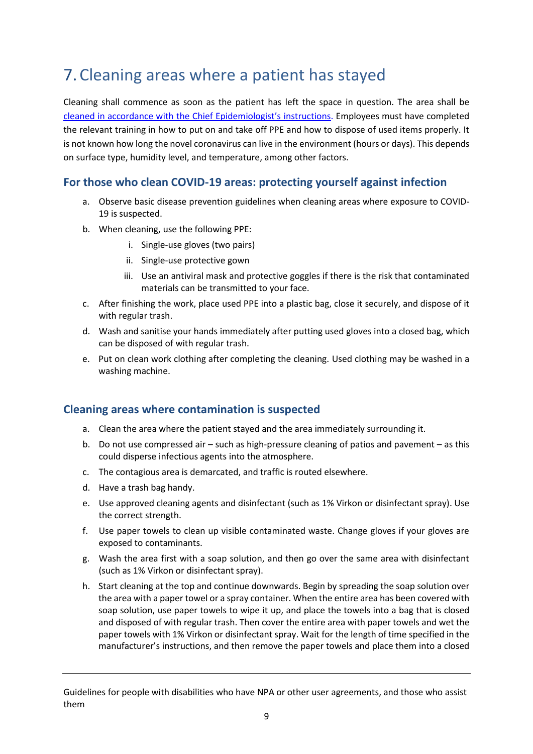# 7. Cleaning areas where a patient has stayed

Cleaning shall commence as soon as the patient has left the space in question. The area shall be [cleaned in accordance with the Chief Epidemiologist's instructions](). Employees must have completed the relevant training in how to put on and take off PPE and how to dispose of used items properly. It is not known how long the novel coronavirus can live in the environment (hours or days). This depends on surface type, humidity level, and temperature, among other factors.

## For those who clean COVID-19 areas: protecting yourself against infection

a. Observe basic disease prevention guidelines when cleaning areas where exposure to COVID-19 is suspected.
b. When cleaning, use the following PPE:
    i. Single-use gloves (two pairs)
    ii. Single-use protective gown
    iii. Use an antiviral mask and protective goggles if there is the risk that contaminated materials can be transmitted to your face.
c. After finishing the work, place used PPE into a plastic bag, close it securely, and dispose of it with regular trash.
d. Wash and sanitise your hands immediately after putting used gloves into a closed bag, which can be disposed of with regular trash.
e. Put on clean work clothing after completing the cleaning. Used clothing may be washed in a washing machine.

## Cleaning areas where contamination is suspected

a. Clean the area where the patient stayed and the area immediately surrounding it.
b. Do not use compressed air – such as high-pressure cleaning of patios and pavement – as this could disperse infectious agents into the atmosphere.
c. The contagious area is demarcated, and traffic is routed elsewhere.
d. Have a trash bag handy.
e. Use approved cleaning agents and disinfectant (such as 1% Virkon or disinfectant spray). Use the correct strength.
f. Use paper towels to clean up visible contaminated waste. Change gloves if your gloves are exposed to contaminants.
g. Wash the area first with a soap solution, and then go over the same area with disinfectant (such as 1% Virkon or disinfectant spray).
h. Start cleaning at the top and continue downwards. Begin by spreading the soap solution over the area with a paper towel or a spray container. When the entire area has been covered with soap solution, use paper towels to wipe it up, and place the towels into a bag that is closed and disposed of with regular trash. Then cover the entire area with paper towels and wet the paper towels with 1% Virkon or disinfectant spray. Wait for the length of time specified in the manufacturer's instructions, and then remove the paper towels and place them into a closed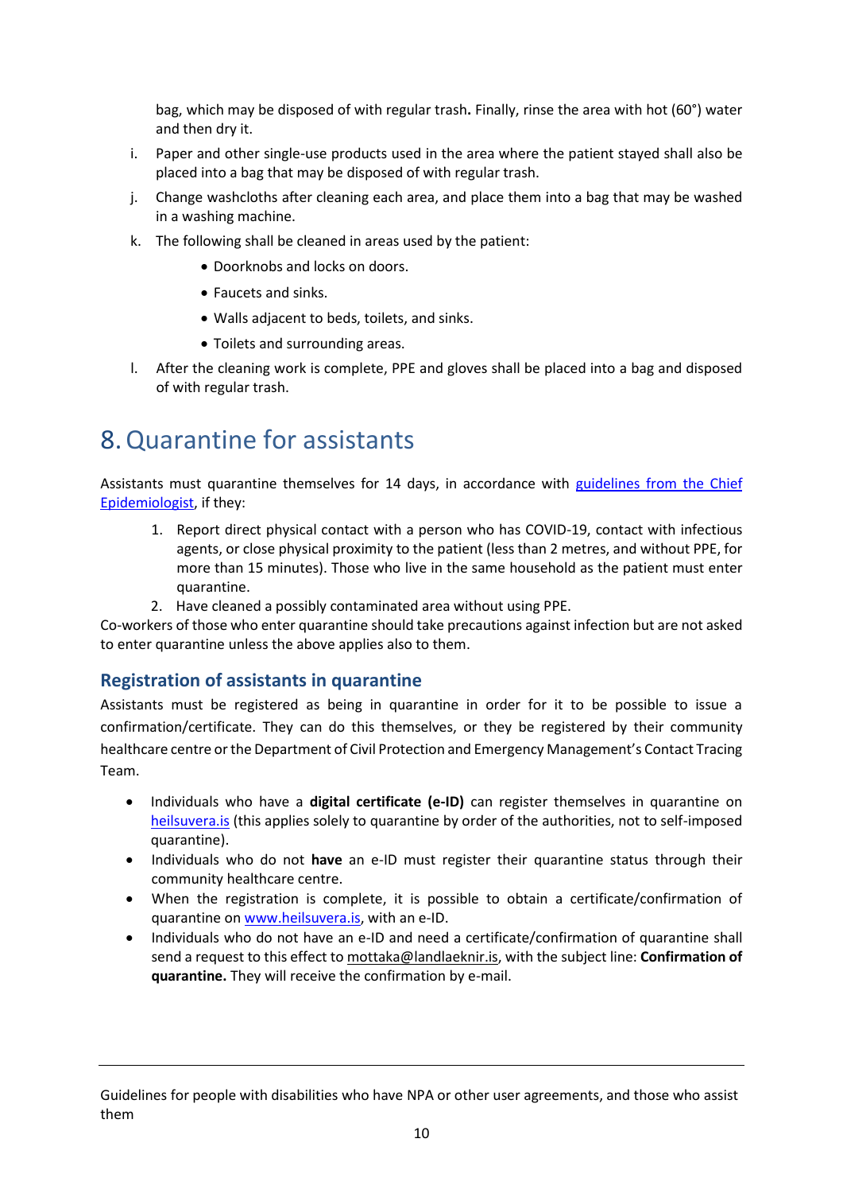bag, which may be disposed of with regular trash**.** Finally, rinse the area with hot (60°) water and then dry it.

i. Paper and other single-use products used in the area where the patient stayed shall also be placed into a bag that may be disposed of with regular trash.

j. Change washcloths after cleaning each area, and place them into a bag that may be washed in a washing machine.

k. The following shall be cleaned in areas used by the patient:
   - Doorknobs and locks on doors.
   - Faucets and sinks.
   - Walls adjacent to beds, toilets, and sinks.
   - Toilets and surrounding areas.

l. After the cleaning work is complete, PPE and gloves shall be placed into a bag and disposed of with regular trash.

# 8. Quarantine for assistants

Assistants must quarantine themselves for 14 days, in accordance with [guidelines from the Chief Epidemiologist](), if they:

1. Report direct physical contact with a person who has COVID-19, contact with infectious agents, or close physical proximity to the patient (less than 2 metres, and without PPE, for more than 15 minutes). Those who live in the same household as the patient must enter quarantine.
2. Have cleaned a possibly contaminated area without using PPE.

Co-workers of those who enter quarantine should take precautions against infection but are not asked to enter quarantine unless the above applies also to them.

## Registration of assistants in quarantine

Assistants must be registered as being in quarantine in order for it to be possible to issue a confirmation/certificate. They can do this themselves, or they be registered by their community healthcare centre or the Department of Civil Protection and Emergency Management's Contact Tracing Team.

- Individuals who have a **digital certificate (e-ID)** can register themselves in quarantine on heilsuvera.is (this applies solely to quarantine by order of the authorities, not to self-imposed quarantine).
- Individuals who do not **have** an e-ID must register their quarantine status through their community healthcare centre.
- When the registration is complete, it is possible to obtain a certificate/confirmation of quarantine on www.heilsuvera.is, with an e-ID.
- Individuals who do not have an e-ID and need a certificate/confirmation of quarantine shall send a request to this effect to mottaka@landlaeknir.is, with the subject line: **Confirmation of quarantine.** They will receive the confirmation by e-mail.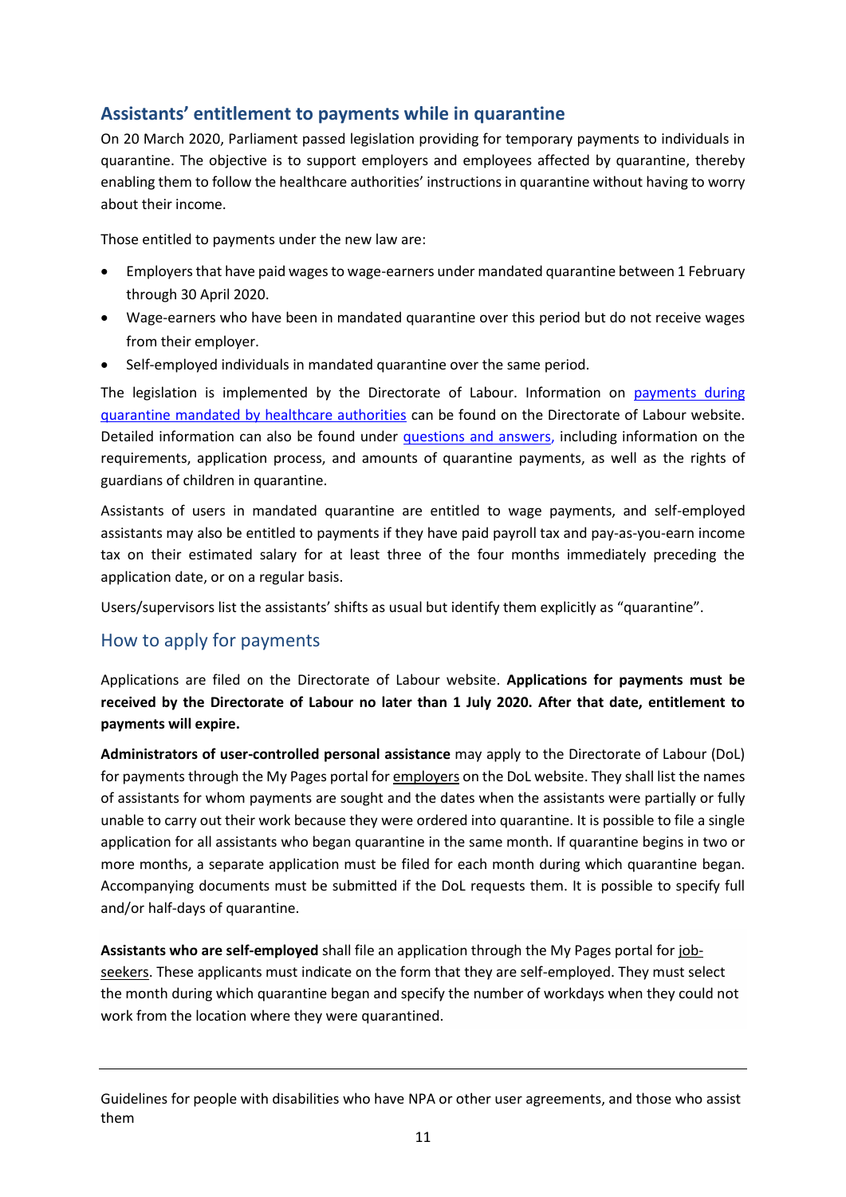## Assistants' entitlement to payments while in quarantine

On 20 March 2020, Parliament passed legislation providing for temporary payments to individuals in quarantine. The objective is to support employers and employees affected by quarantine, thereby enabling them to follow the healthcare authorities' instructions in quarantine without having to worry about their income.

Those entitled to payments under the new law are:

- Employers that have paid wages to wage-earners under mandated quarantine between 1 February through 30 April 2020.
- Wage-earners who have been in mandated quarantine over this period but do not receive wages from their employer.
- Self-employed individuals in mandated quarantine over the same period.

The legislation is implemented by the Directorate of Labour. Information on payments during quarantine mandated by healthcare authorities can be found on the Directorate of Labour website. Detailed information can also be found under questions and answers, including information on the requirements, application process, and amounts of quarantine payments, as well as the rights of guardians of children in quarantine.

Assistants of users in mandated quarantine are entitled to wage payments, and self-employed assistants may also be entitled to payments if they have paid payroll tax and pay-as-you-earn income tax on their estimated salary for at least three of the four months immediately preceding the application date, or on a regular basis.

Users/supervisors list the assistants' shifts as usual but identify them explicitly as "quarantine".

### How to apply for payments

Applications are filed on the Directorate of Labour website. **Applications for payments must be received by the Directorate of Labour no later than 1 July 2020. After that date, entitlement to payments will expire.**

**Administrators of user-controlled personal assistance** may apply to the Directorate of Labour (DoL) for payments through the My Pages portal for employers on the DoL website. They shall list the names of assistants for whom payments are sought and the dates when the assistants were partially or fully unable to carry out their work because they were ordered into quarantine. It is possible to file a single application for all assistants who began quarantine in the same month. If quarantine begins in two or more months, a separate application must be filed for each month during which quarantine began. Accompanying documents must be submitted if the DoL requests them. It is possible to specify full and/or half-days of quarantine.

**Assistants who are self-employed** shall file an application through the My Pages portal for job-seekers. These applicants must indicate on the form that they are self-employed. They must select the month during which quarantine began and specify the number of workdays when they could not work from the location where they were quarantined.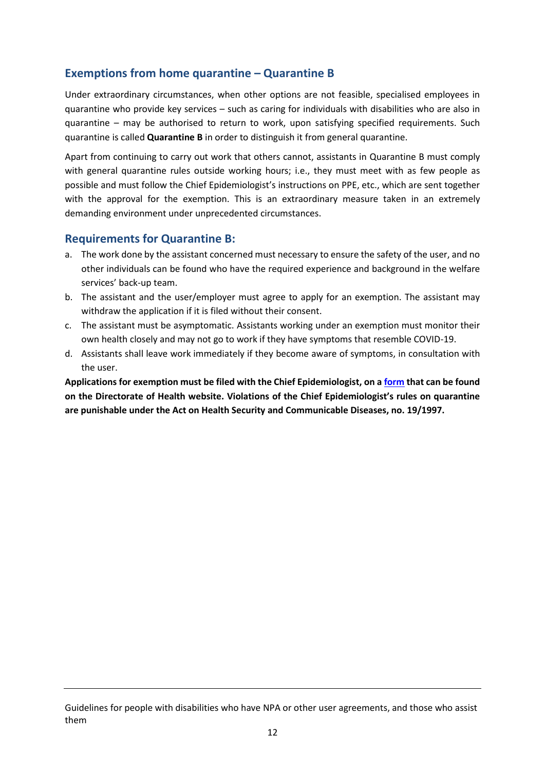## Exemptions from home quarantine – Quarantine B

Under extraordinary circumstances, when other options are not feasible, specialised employees in quarantine who provide key services – such as caring for individuals with disabilities who are also in quarantine – may be authorised to return to work, upon satisfying specified requirements. Such quarantine is called **Quarantine B** in order to distinguish it from general quarantine.

Apart from continuing to carry out work that others cannot, assistants in Quarantine B must comply with general quarantine rules outside working hours; i.e., they must meet with as few people as possible and must follow the Chief Epidemiologist's instructions on PPE, etc., which are sent together with the approval for the exemption. This is an extraordinary measure taken in an extremely demanding environment under unprecedented circumstances.

## Requirements for Quarantine B:

a. The work done by the assistant concerned must necessary to ensure the safety of the user, and no other individuals can be found who have the required experience and background in the welfare services' back-up team.
b. The assistant and the user/employer must agree to apply for an exemption. The assistant may withdraw the application if it is filed without their consent.
c. The assistant must be asymptomatic. Assistants working under an exemption must monitor their own health closely and may not go to work if they have symptoms that resemble COVID-19.
d. Assistants shall leave work immediately if they become aware of symptoms, in consultation with the user.

**Applications for exemption must be filed with the Chief Epidemiologist, on a form that can be found on the Directorate of Health website. Violations of the Chief Epidemiologist's rules on quarantine are punishable under the Act on Health Security and Communicable Diseases, no. 19/1997.**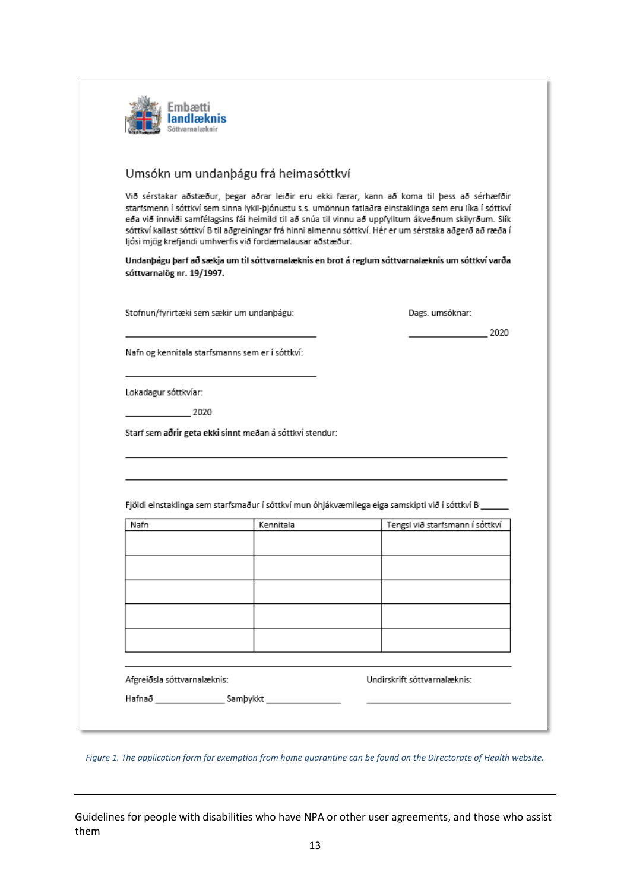Embætti
**landlæknis**
Sóttvarnalæknir

## Umsókn um undanþágu frá heimasóttkví

Við sérstakar aðstæður, þegar aðrar leiðir eru ekki færar, kann að koma til þess að sérhæfðir starfsmenn í sóttkví sem sinna lykil-þjónustu s.s. umönnun fatlaðra einstaklinga sem eru líka í sóttkví eða við innviði samfélagsins fái heimild til að snúa til vinnu að uppfylltum ákveðnum skilyrðum. Slík sóttkví kallast sóttkví B til aðgreiningar frá hinni almennu sóttkví. Hér er um sérstaka aðgerð að ræða í ljósi mjög krefjandi umhverfis við fordæmalausar aðstæður.

**Undanþágu þarf að sækja um til sóttvarnalæknis en brot á reglum sóttvarnalæknis um sóttkví varða sóttvarnalög nr. 19/1997.**

Stofnun/fyrirtæki sem sækir um undanþágu: ______________________

Dags. umsóknar: ______________ 2020

Nafn og kennitala starfsmanns sem er í sóttkví: ______________________

Lokadagur sóttkvíar:

______________ 2020

Starf sem **aðrir geta ekki sinnt** meðan á sóttkví stendur:

______________________________________________________________

______________________________________________________________

Fjöldi einstaklinga sem starfsmaður í sóttkví mun óhjákvæmilega eiga samskipti við í sóttkví B ______

| Nafn | Kennitala | Tengsl við starfsmann í sóttkví |
|---|---|---|
| | | |
| | | |
| | | |
| | | |
| | | |

Afgreiðsla sóttvarnalæknis:

Hafnað ______________ Samþykkt ______________

Undirskrift sóttvarnalæknis: ______________________

*Figure 1. The application form for exemption from home quarantine can be found on the Directorate of Health website.*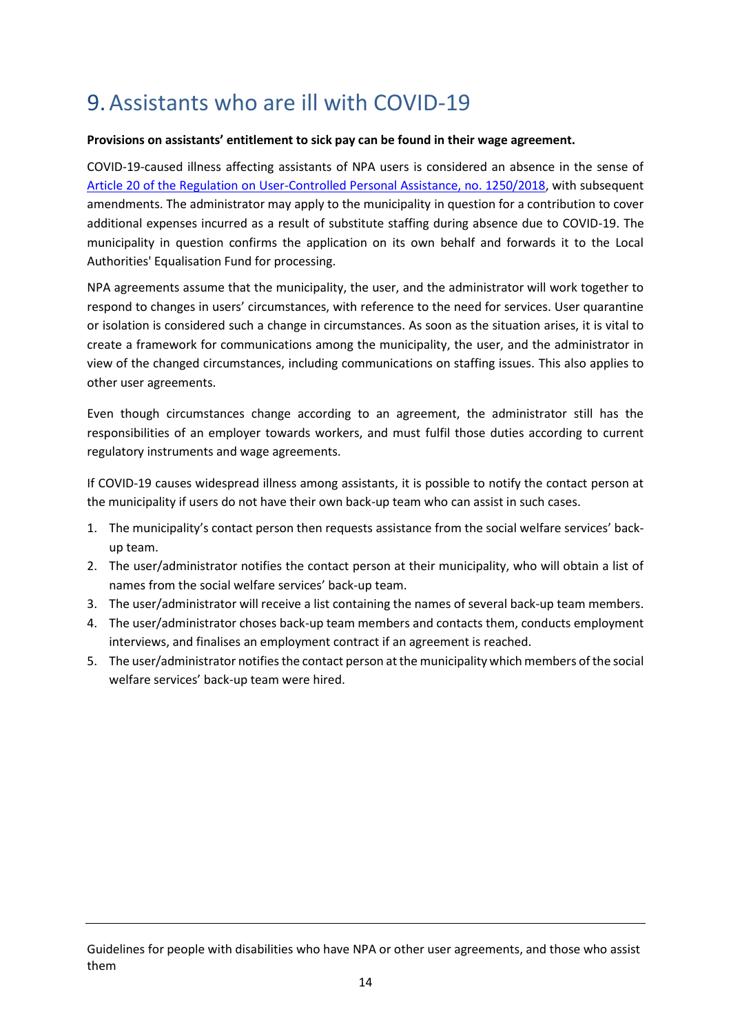# 9. Assistants who are ill with COVID-19

**Provisions on assistants' entitlement to sick pay can be found in their wage agreement.**

COVID-19-caused illness affecting assistants of NPA users is considered an absence in the sense of Article 20 of the Regulation on User-Controlled Personal Assistance, no. 1250/2018, with subsequent amendments. The administrator may apply to the municipality in question for a contribution to cover additional expenses incurred as a result of substitute staffing during absence due to COVID-19. The municipality in question confirms the application on its own behalf and forwards it to the Local Authorities' Equalisation Fund for processing.

NPA agreements assume that the municipality, the user, and the administrator will work together to respond to changes in users' circumstances, with reference to the need for services. User quarantine or isolation is considered such a change in circumstances. As soon as the situation arises, it is vital to create a framework for communications among the municipality, the user, and the administrator in view of the changed circumstances, including communications on staffing issues. This also applies to other user agreements.

Even though circumstances change according to an agreement, the administrator still has the responsibilities of an employer towards workers, and must fulfil those duties according to current regulatory instruments and wage agreements.

If COVID-19 causes widespread illness among assistants, it is possible to notify the contact person at the municipality if users do not have their own back-up team who can assist in such cases.

1. The municipality's contact person then requests assistance from the social welfare services' back-up team.
2. The user/administrator notifies the contact person at their municipality, who will obtain a list of names from the social welfare services' back-up team.
3. The user/administrator will receive a list containing the names of several back-up team members.
4. The user/administrator choses back-up team members and contacts them, conducts employment interviews, and finalises an employment contract if an agreement is reached.
5. The user/administrator notifies the contact person at the municipality which members of the social welfare services' back-up team were hired.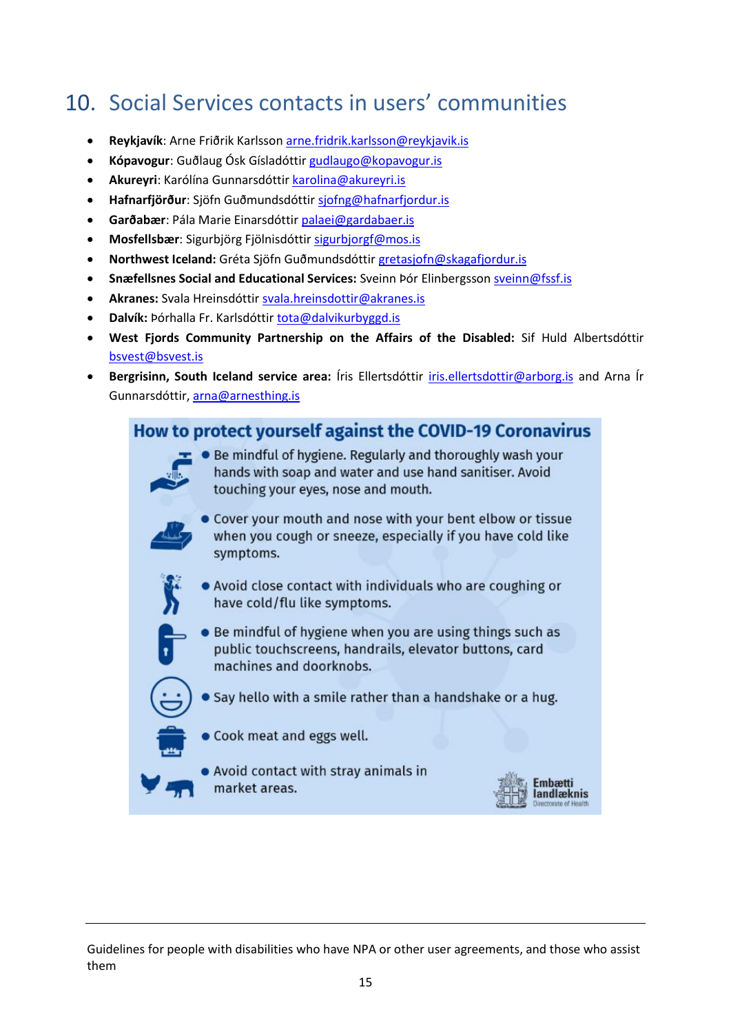## 10. Social Services contacts in users' communities

- **Reykjavík**: Arne Friðrik Karlsson arne.fridrik.karlsson@reykjavik.is
- **Kópavogur**: Guðlaug Ósk Gísladóttir gudlaugo@kopavogur.is
- **Akureyri**: Karólína Gunnarsdóttir karolina@akureyri.is
- **Hafnarfjörður**: Sjöfn Guðmundsdóttir sjofng@hafnarfjordur.is
- **Garðabær**: Pála Marie Einarsdóttir palaei@gardabaer.is
- **Mosfellsbær**: Sigurbjörg Fjölnisdóttir sigurbjorgf@mos.is
- **Northwest Iceland:** Gréta Sjöfn Guðmundsdóttir gretasjofn@skagafjordur.is
- **Snæfellsnes Social and Educational Services:** Sveinn Þór Elinbergsson sveinn@fssf.is
- **Akranes:** Svala Hreinsdóttir svala.hreinsdottir@akranes.is
- **Dalvík:** Þórhalla Fr. Karlsdóttir tota@dalvikurbyggd.is
- **West Fjords Community Partnership on the Affairs of the Disabled:** Sif Huld Albertsdóttir bsvest@bsvest.is
- **Bergrisinn, South Iceland service area:** Íris Ellertsdóttir iris.ellertsdottir@arborg.is and Arna Ír Gunnarsdóttir, arna@arnesthing.is

**How to protect yourself against the COVID-19 Coronavirus**

- Be mindful of hygiene. Regularly and thoroughly wash your hands with soap and water and use hand sanitiser. Avoid touching your eyes, nose and mouth.
- Cover your mouth and nose with your bent elbow or tissue when you cough or sneeze, especially if you have cold like symptoms.
- Avoid close contact with individuals who are coughing or have cold/flu like symptoms.
- Be mindful of hygiene when you are using things such as public touchscreens, handrails, elevator buttons, card machines and doorknobs.
- Say hello with a smile rather than a handshake or a hug.
- Cook meat and eggs well.
- Avoid contact with stray animals in market areas.

Embætti landlæknis
Directorate of Health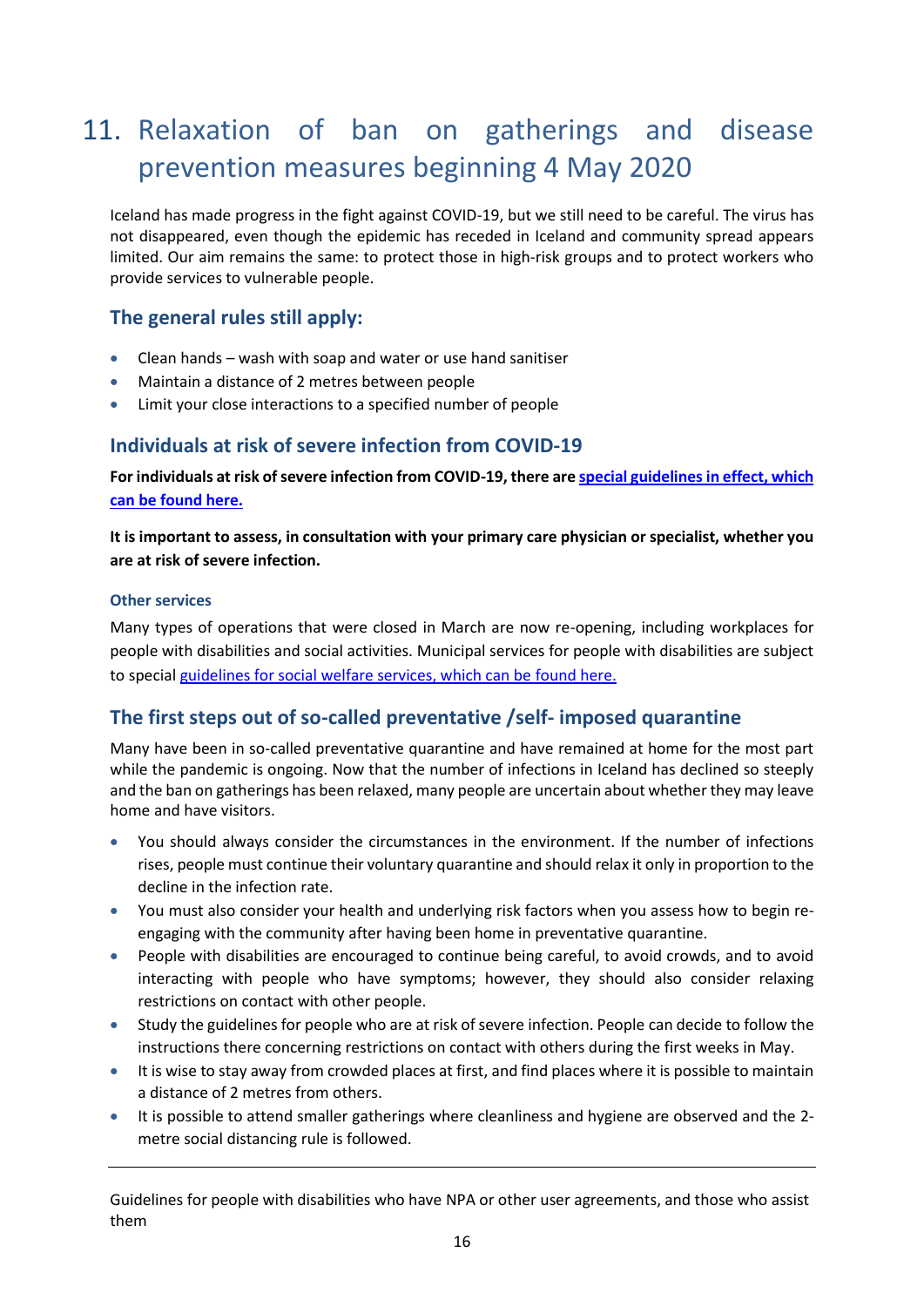# 11. Relaxation of ban on gatherings and disease prevention measures beginning 4 May 2020

Iceland has made progress in the fight against COVID-19, but we still need to be careful. The virus has not disappeared, even though the epidemic has receded in Iceland and community spread appears limited. Our aim remains the same: to protect those in high-risk groups and to protect workers who provide services to vulnerable people.

## The general rules still apply:

- Clean hands – wash with soap and water or use hand sanitiser
- Maintain a distance of 2 metres between people
- Limit your close interactions to a specified number of people

## Individuals at risk of severe infection from COVID-19

**For individuals at risk of severe infection from COVID-19, there are special guidelines in effect, which can be found here.**

**It is important to assess, in consultation with your primary care physician or specialist, whether you are at risk of severe infection.**

### Other services

Many types of operations that were closed in March are now re-opening, including workplaces for people with disabilities and social activities. Municipal services for people with disabilities are subject to special guidelines for social welfare services, which can be found here.

## The first steps out of so-called preventative /self- imposed quarantine

Many have been in so-called preventative quarantine and have remained at home for the most part while the pandemic is ongoing. Now that the number of infections in Iceland has declined so steeply and the ban on gatherings has been relaxed, many people are uncertain about whether they may leave home and have visitors.

- You should always consider the circumstances in the environment. If the number of infections rises, people must continue their voluntary quarantine and should relax it only in proportion to the decline in the infection rate.
- You must also consider your health and underlying risk factors when you assess how to begin re-engaging with the community after having been home in preventative quarantine.
- People with disabilities are encouraged to continue being careful, to avoid crowds, and to avoid interacting with people who have symptoms; however, they should also consider relaxing restrictions on contact with other people.
- Study the guidelines for people who are at risk of severe infection. People can decide to follow the instructions there concerning restrictions on contact with others during the first weeks in May.
- It is wise to stay away from crowded places at first, and find places where it is possible to maintain a distance of 2 metres from others.
- It is possible to attend smaller gatherings where cleanliness and hygiene are observed and the 2-metre social distancing rule is followed.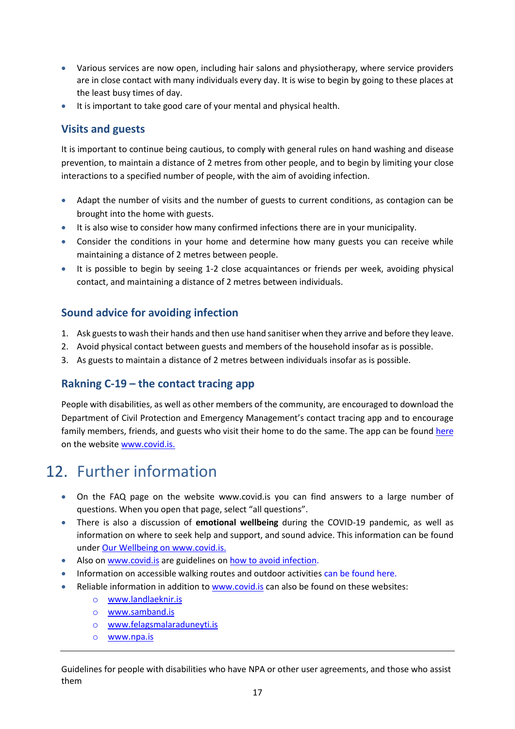- Various services are now open, including hair salons and physiotherapy, where service providers are in close contact with many individuals every day. It is wise to begin by going to these places at the least busy times of day.
- It is important to take good care of your mental and physical health.

### Visits and guests

It is important to continue being cautious, to comply with general rules on hand washing and disease prevention, to maintain a distance of 2 metres from other people, and to begin by limiting your close interactions to a specified number of people, with the aim of avoiding infection.

- Adapt the number of visits and the number of guests to current conditions, as contagion can be brought into the home with guests.
- It is also wise to consider how many confirmed infections there are in your municipality.
- Consider the conditions in your home and determine how many guests you can receive while maintaining a distance of 2 metres between people.
- It is possible to begin by seeing 1-2 close acquaintances or friends per week, avoiding physical contact, and maintaining a distance of 2 metres between individuals.

### Sound advice for avoiding infection

1. Ask guests to wash their hands and then use hand sanitiser when they arrive and before they leave.
2. Avoid physical contact between guests and members of the household insofar as is possible.
3. As guests to maintain a distance of 2 metres between individuals insofar as is possible.

### Rakning C-19 – the contact tracing app

People with disabilities, as well as other members of the community, are encouraged to download the Department of Civil Protection and Emergency Management's contact tracing app and to encourage family members, friends, and guests who visit their home to do the same. The app can be found here on the website www.covid.is.

## 12. Further information

- On the FAQ page on the website www.covid.is you can find answers to a large number of questions. When you open that page, select "all questions".
- There is also a discussion of **emotional wellbeing** during the COVID-19 pandemic, as well as information on where to seek help and support, and sound advice. This information can be found under Our Wellbeing on www.covid.is.
- Also on www.covid.is are guidelines on how to avoid infection.
- Information on accessible walking routes and outdoor activities can be found here.
- Reliable information in addition to www.covid.is can also be found on these websites:
  - www.landlaeknir.is
  - www.samband.is
  - www.felagsmalaraduneyti.is
  - www.npa.is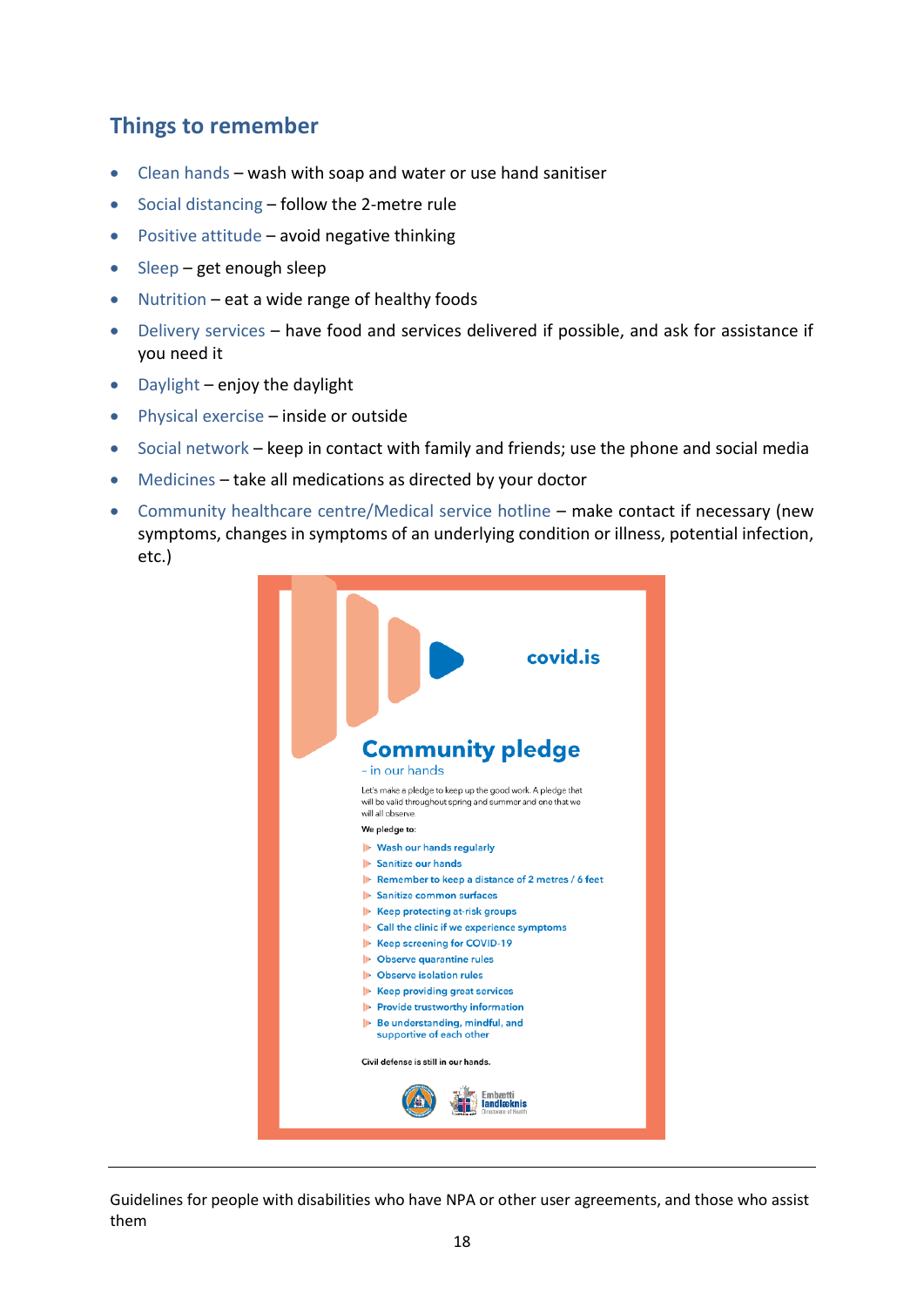## Things to remember

- Clean hands – wash with soap and water or use hand sanitiser
- Social distancing – follow the 2-metre rule
- Positive attitude – avoid negative thinking
- Sleep – get enough sleep
- Nutrition – eat a wide range of healthy foods
- Delivery services – have food and services delivered if possible, and ask for assistance if you need it
- Daylight – enjoy the daylight
- Physical exercise – inside or outside
- Social network – keep in contact with family and friends; use the phone and social media
- Medicines – take all medications as directed by your doctor
- Community healthcare centre/Medical service hotline – make contact if necessary (new symptoms, changes in symptoms of an underlying condition or illness, potential infection, etc.)

covid.is

**Community pledge**

– in our hands

Let's make a pledge to keep up the good work. A pledge that will be valid throughout spring and summer and one that we will all observe.

**We pledge to:**

- Wash our hands regularly
- Sanitize our hands
- Remember to keep a distance of 2 metres / 6 feet
- Sanitize common surfaces
- Keep protecting at-risk groups
- Call the clinic if we experience symptoms
- Keep screening for COVID-19
- Observe quarantine rules
- Observe isolation rules
- Keep providing great services
- Provide trustworthy information
- Be understanding, mindful, and supportive of each other

Civil defense is still in our hands.

Embætti landlæknis
Directorate of Health